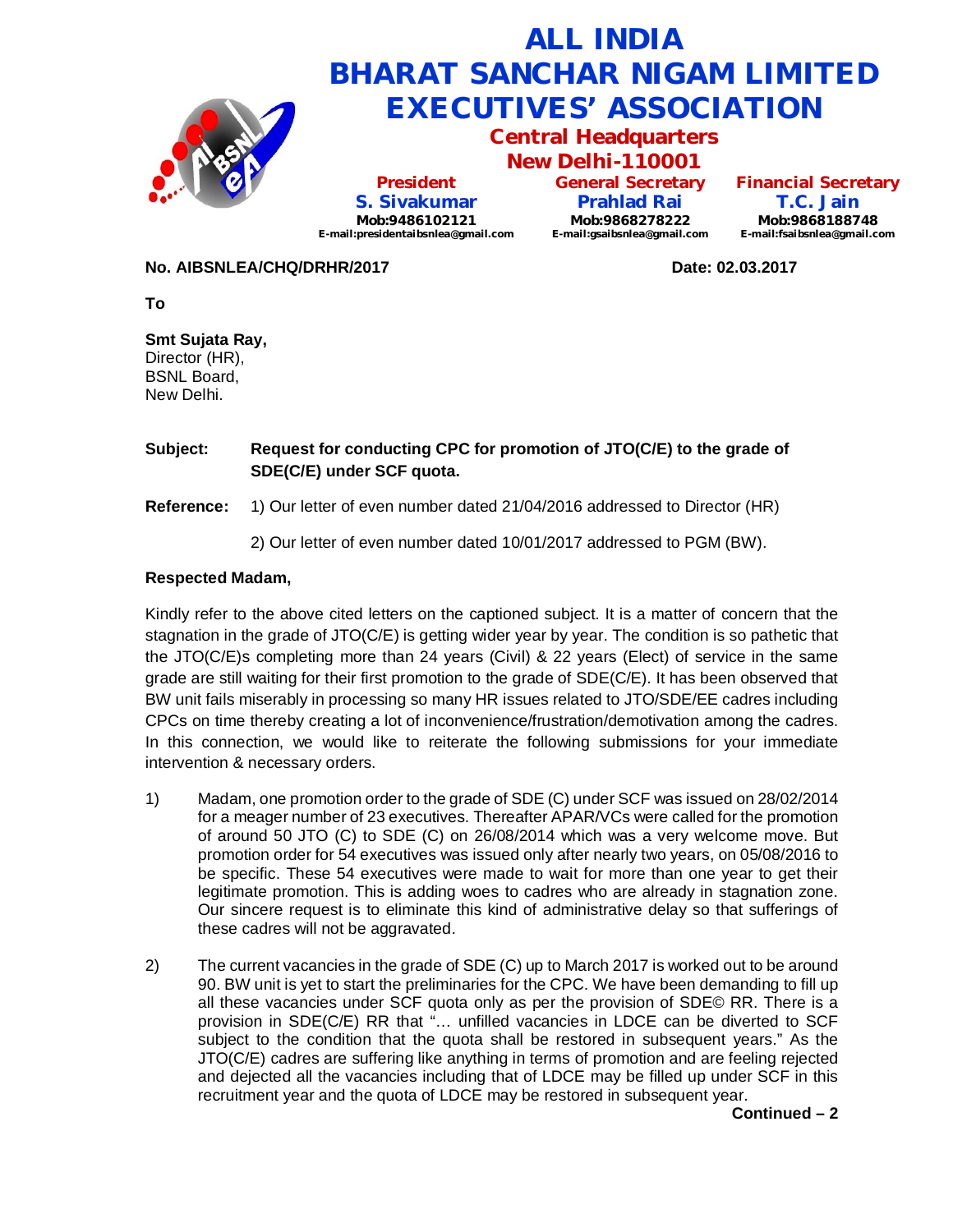# ALL INDIA BHARAT SANCHAR NIGAM LIMITED EXECUTIVES' ASSOCIATION

## Central Headquarters

## New Delhi-110001

| President | General Secretary | Financial Secretary |
|---|---|---|
| **S. Sivakumar** | **Prahlad Rai** | **T.C. Jain** |
| Mob:9486102121 | Mob:9868278222 | Mob:9868188748 |
| E-mail:presidentaibsnlea@gmail.com | E-mail:gsaibsnlea@gmail.com | E-mail:fsaibsnlea@gmail.com |

**No. AIBSNLEA/CHQ/DRHR/2017** **Date: 02.03.2017**

**To**

**Smt Sujata Ray,**
Director (HR),
BSNL Board,
New Delhi.

**Subject:** **Request for conducting CPC for promotion of JTO(C/E) to the grade of SDE(C/E) under SCF quota.**

**Reference:** 1) Our letter of even number dated 21/04/2016 addressed to Director (HR)

2) Our letter of even number dated 10/01/2017 addressed to PGM (BW).

**Respected Madam,**

Kindly refer to the above cited letters on the captioned subject. It is a matter of concern that the stagnation in the grade of JTO(C/E) is getting wider year by year. The condition is so pathetic that the JTO(C/E)s completing more than 24 years (Civil) & 22 years (Elect) of service in the same grade are still waiting for their first promotion to the grade of SDE(C/E). It has been observed that BW unit fails miserably in processing so many HR issues related to JTO/SDE/EE cadres including CPCs on time thereby creating a lot of inconvenience/frustration/demotivation among the cadres. In this connection, we would like to reiterate the following submissions for your immediate intervention & necessary orders.

1) Madam, one promotion order to the grade of SDE (C) under SCF was issued on 28/02/2014 for a meager number of 23 executives. Thereafter APAR/VCs were called for the promotion of around 50 JTO (C) to SDE (C) on 26/08/2014 which was a very welcome move. But promotion order for 54 executives was issued only after nearly two years, on 05/08/2016 to be specific. These 54 executives were made to wait for more than one year to get their legitimate promotion. This is adding woes to cadres who are already in stagnation zone. Our sincere request is to eliminate this kind of administrative delay so that sufferings of these cadres will not be aggravated.

2) The current vacancies in the grade of SDE (C) up to March 2017 is worked out to be around 90. BW unit is yet to start the preliminaries for the CPC. We have been demanding to fill up all these vacancies under SCF quota only as per the provision of SDE© RR. There is a provision in SDE(C/E) RR that "… unfilled vacancies in LDCE can be diverted to SCF subject to the condition that the quota shall be restored in subsequent years." As the JTO(C/E) cadres are suffering like anything in terms of promotion and are feeling rejected and dejected all the vacancies including that of LDCE may be filled up under SCF in this recruitment year and the quota of LDCE may be restored in subsequent year.

**Continued – 2**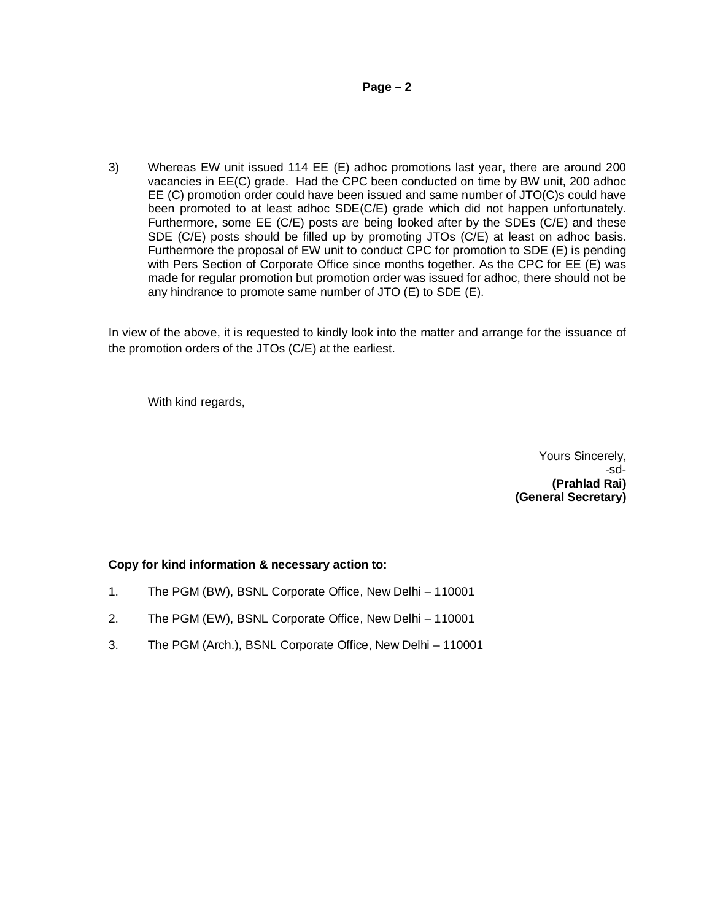3) Whereas EW unit issued 114 EE (E) adhoc promotions last year, there are around 200 vacancies in EE(C) grade. Had the CPC been conducted on time by BW unit, 200 adhoc EE (C) promotion order could have been issued and same number of JTO(C)s could have been promoted to at least adhoc SDE(C/E) grade which did not happen unfortunately. Furthermore, some EE (C/E) posts are being looked after by the SDEs (C/E) and these SDE (C/E) posts should be filled up by promoting JTOs (C/E) at least on adhoc basis. Furthermore the proposal of EW unit to conduct CPC for promotion to SDE (E) is pending with Pers Section of Corporate Office since months together. As the CPC for EE (E) was made for regular promotion but promotion order was issued for adhoc, there should not be any hindrance to promote same number of JTO (E) to SDE (E).

In view of the above, it is requested to kindly look into the matter and arrange for the issuance of the promotion orders of the JTOs (C/E) at the earliest.

With kind regards,

Yours Sincerely,
-sd-
**(Prahlad Rai)**
**(General Secretary)**

**Copy for kind information & necessary action to:**

1. The PGM (BW), BSNL Corporate Office, New Delhi – 110001
2. The PGM (EW), BSNL Corporate Office, New Delhi – 110001
3. The PGM (Arch.), BSNL Corporate Office, New Delhi – 110001